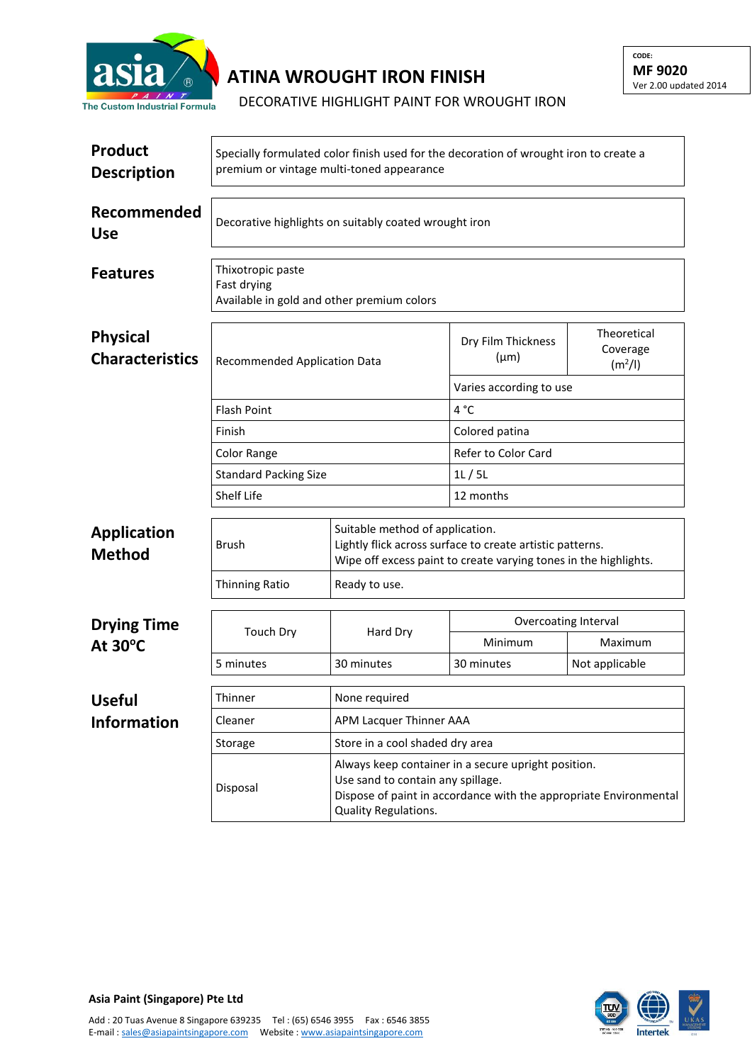# ATINA WROUGHT IRON FINISH

DECORATIVE HIGHLIGHT PAINT FOR WROUGHT IRON

CODE:
**MF 9020**
Ver 2.00 updated 2014

## Product Description

Specially formulated color finish used for the decoration of wrought iron to create a premium or vintage multi-toned appearance

## Recommended Use

Decorative highlights on suitably coated wrought iron

## Features

Thixotropic paste
Fast drying
Available in gold and other premium colors

## Physical Characteristics

| Recommended Application Data | Dry Film Thickness (µm) | Theoretical Coverage ($m^2/l$) |
|---|---|---|
| | Varies according to use | |
| Flash Point | 4 °C | |
| Finish | Colored patina | |
| Color Range | Refer to Color Card | |
| Standard Packing Size | 1L / 5L | |
| Shelf Life | 12 months | |

## Application Method

| | |
|---|---|
| Brush | Suitable method of application.<br>Lightly flick across surface to create artistic patterns.<br>Wipe off excess paint to create varying tones in the highlights. |
| Thinning Ratio | Ready to use. |

## Drying Time At 30ºC

| Touch Dry | Hard Dry | Overcoating Interval | |
|---|---|---|---|
| | | Minimum | Maximum |
| 5 minutes | 30 minutes | 30 minutes | Not applicable |

## Useful Information

| | |
|---|---|
| Thinner | None required |
| Cleaner | APM Lacquer Thinner AAA |
| Storage | Store in a cool shaded dry area |
| Disposal | Always keep container in a secure upright position.<br>Use sand to contain any spillage.<br>Dispose of paint in accordance with the appropriate Environmental Quality Regulations. |

**Asia Paint (Singapore) Pte Ltd**

Add : 20 Tuas Avenue 8 Singapore 639235 Tel : (65) 6546 3955 Fax : 6546 3855
E-mail : sales@asiapaintsingapore.com Website : www.asiapaintsingapore.com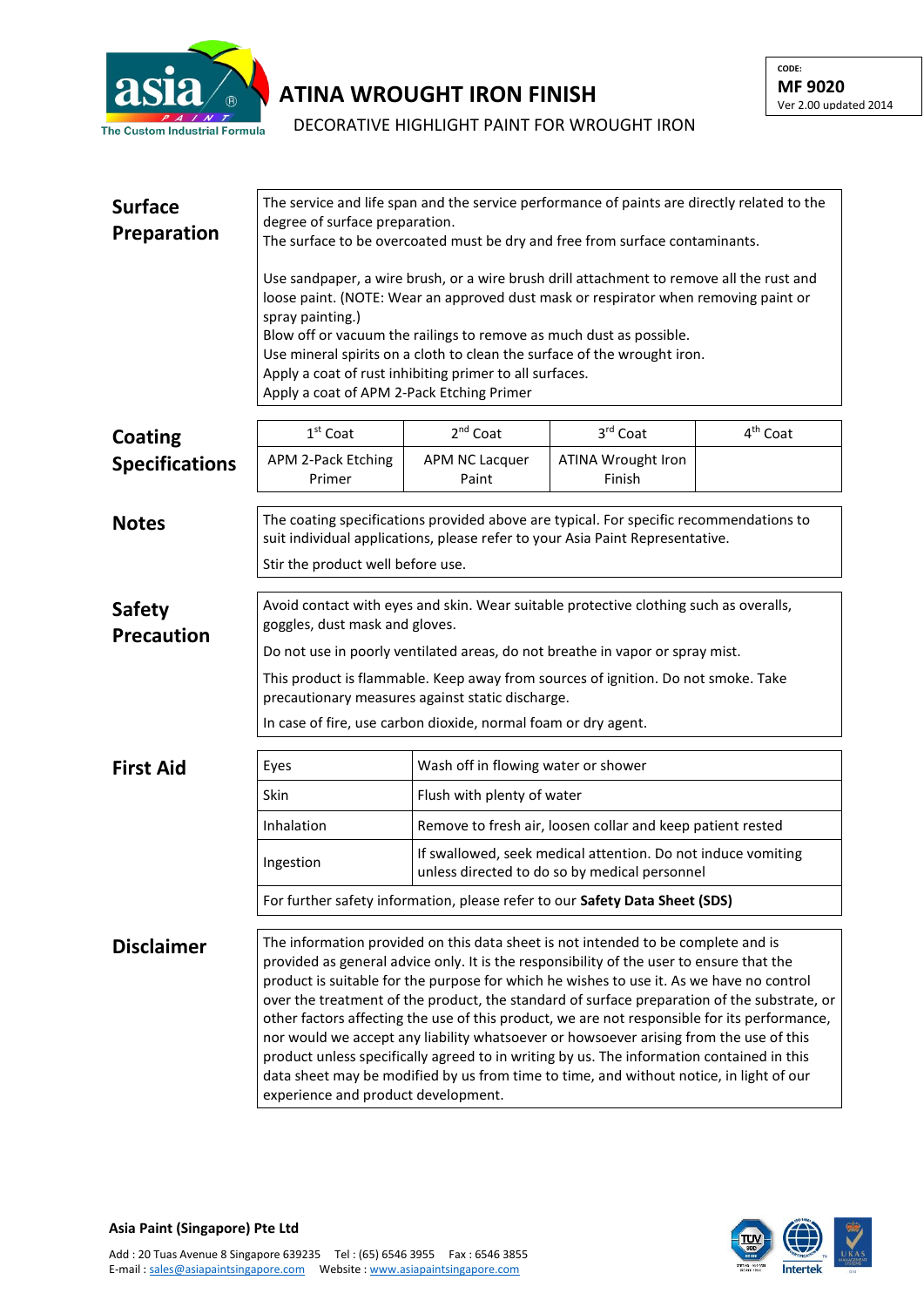# ATINA WROUGHT IRON FINISH

DECORATIVE HIGHLIGHT PAINT FOR WROUGHT IRON

CODE:
**MF 9020**
Ver 2.00 updated 2014

## Surface Preparation

The service and life span and the service performance of paints are directly related to the degree of surface preparation.
The surface to be overcoated must be dry and free from surface contaminants.

Use sandpaper, a wire brush, or a wire brush drill attachment to remove all the rust and loose paint. (NOTE: Wear an approved dust mask or respirator when removing paint or spray painting.)
Blow off or vacuum the railings to remove as much dust as possible.
Use mineral spirits on a cloth to clean the surface of the wrought iron.
Apply a coat of rust inhibiting primer to all surfaces.
Apply a coat of APM 2-Pack Etching Primer

## Coating Specifications

| 1st Coat | 2nd Coat | 3rd Coat | 4th Coat |
|---|---|---|---|
| APM 2-Pack Etching Primer | APM NC Lacquer Paint | ATINA Wrought Iron Finish | |

## Notes

The coating specifications provided above are typical. For specific recommendations to suit individual applications, please refer to your Asia Paint Representative.

Stir the product well before use.

## Safety Precaution

Avoid contact with eyes and skin. Wear suitable protective clothing such as overalls, goggles, dust mask and gloves.

Do not use in poorly ventilated areas, do not breathe in vapor or spray mist.

This product is flammable. Keep away from sources of ignition. Do not smoke. Take precautionary measures against static discharge.

In case of fire, use carbon dioxide, normal foam or dry agent.

## First Aid

| | |
|---|---|
| Eyes | Wash off in flowing water or shower |
| Skin | Flush with plenty of water |
| Inhalation | Remove to fresh air, loosen collar and keep patient rested |
| Ingestion | If swallowed, seek medical attention. Do not induce vomiting unless directed to do so by medical personnel |

For further safety information, please refer to our **Safety Data Sheet (SDS)**

## Disclaimer

The information provided on this data sheet is not intended to be complete and is provided as general advice only. It is the responsibility of the user to ensure that the product is suitable for the purpose for which he wishes to use it. As we have no control over the treatment of the product, the standard of surface preparation of the substrate, or other factors affecting the use of this product, we are not responsible for its performance, nor would we accept any liability whatsoever or howsoever arising from the use of this product unless specifically agreed to in writing by us. The information contained in this data sheet may be modified by us from time to time, and without notice, in light of our experience and product development.

**Asia Paint (Singapore) Pte Ltd**

Add : 20 Tuas Avenue 8 Singapore 639235 Tel : (65) 6546 3955 Fax : 6546 3855
E-mail : sales@asiapaintsingapore.com Website : www.asiapaintsingapore.com